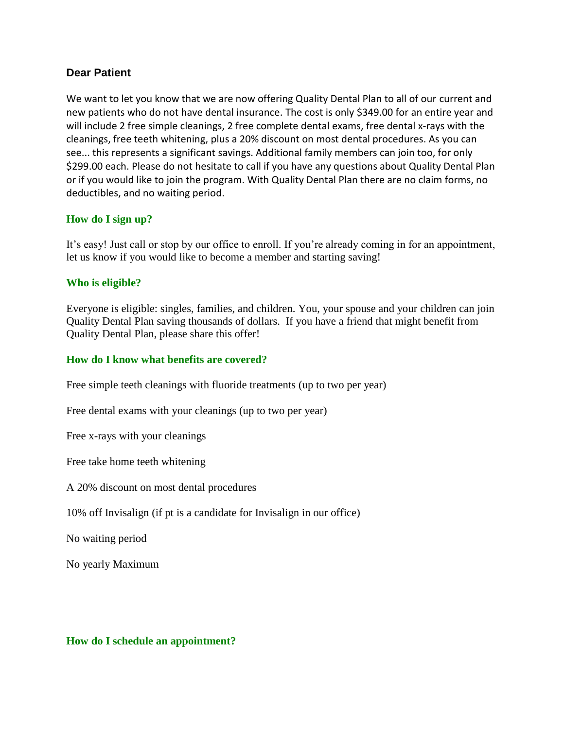### Dear Patient

We want to let you know that we are now offering Quality Dental Plan to all of our current and new patients who do not have dental insurance. The cost is only $349.00 for an entire year and will include 2 free simple cleanings, 2 free complete dental exams, free dental x-rays with the cleanings, free teeth whitening, plus a 20% discount on most dental procedures. As you can see... this represents a significant savings. Additional family members can join too, for only $299.00 each. Please do not hesitate to call if you have any questions about Quality Dental Plan or if you would like to join the program. With Quality Dental Plan there are no claim forms, no deductibles, and no waiting period.

### How do I sign up?

It's easy! Just call or stop by our office to enroll. If you're already coming in for an appointment, let us know if you would like to become a member and starting saving!

### Who is eligible?

Everyone is eligible: singles, families, and children. You, your spouse and your children can join Quality Dental Plan saving thousands of dollars. If you have a friend that might benefit from Quality Dental Plan, please share this offer!

### How do I know what benefits are covered?

Free simple teeth cleanings with fluoride treatments (up to two per year)

Free dental exams with your cleanings (up to two per year)

Free x-rays with your cleanings

Free take home teeth whitening

A 20% discount on most dental procedures

10% off Invisalign (if pt is a candidate for Invisalign in our office)

No waiting period

No yearly Maximum

### How do I schedule an appointment?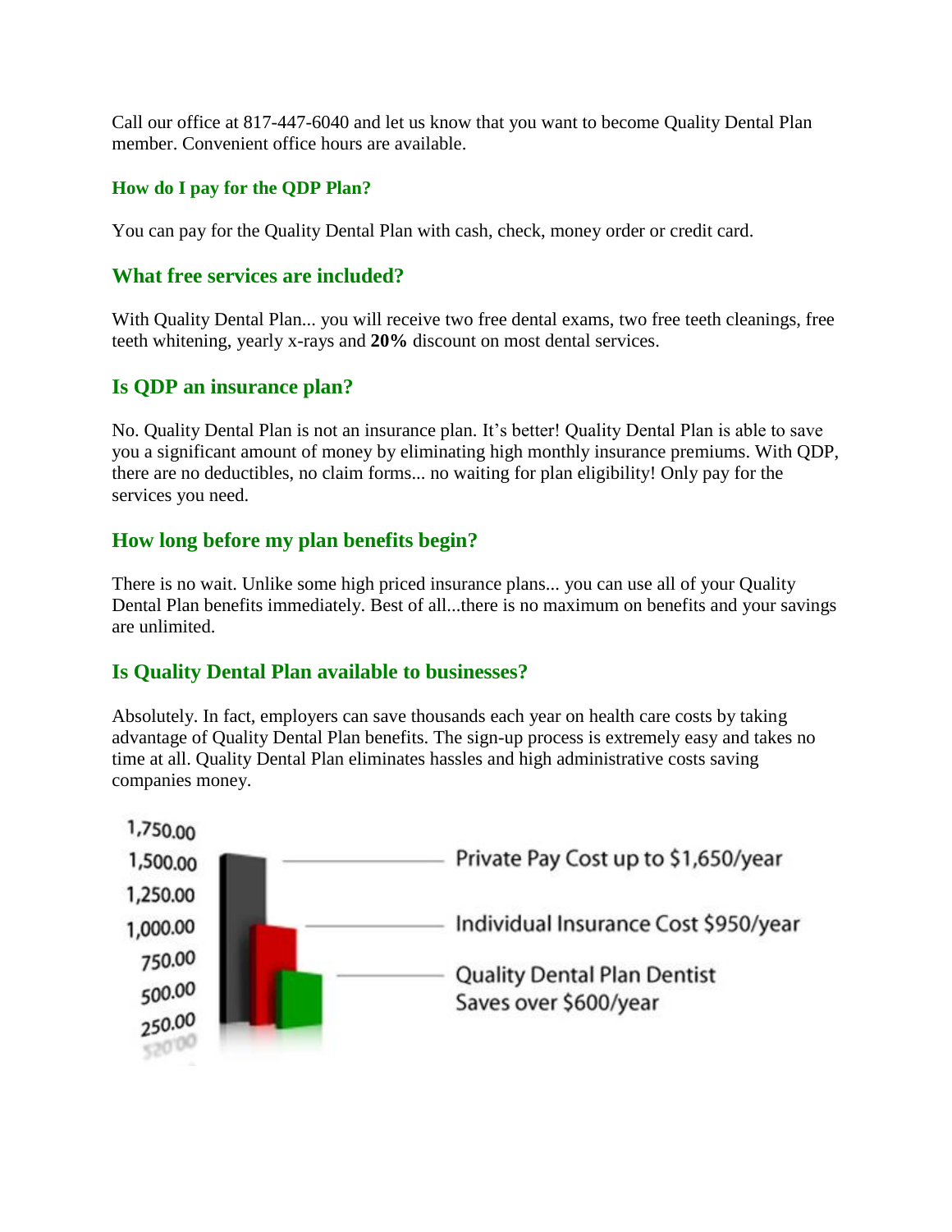Call our office at 817-447-6040 and let us know that you want to become Quality Dental Plan member. Convenient office hours are available.

### How do I pay for the QDP Plan?

You can pay for the Quality Dental Plan with cash, check, money order or credit card.

## What free services are included?

With Quality Dental Plan... you will receive two free dental exams, two free teeth cleanings, free teeth whitening, yearly x-rays and **20%** discount on most dental services.

## Is QDP an insurance plan?

No. Quality Dental Plan is not an insurance plan. It's better! Quality Dental Plan is able to save you a significant amount of money by eliminating high monthly insurance premiums. With QDP, there are no deductibles, no claim forms... no waiting for plan eligibility! Only pay for the services you need.

## How long before my plan benefits begin?

There is no wait. Unlike some high priced insurance plans... you can use all of your Quality Dental Plan benefits immediately. Best of all...there is no maximum on benefits and your savings are unlimited.

## Is Quality Dental Plan available to businesses?

Absolutely. In fact, employers can save thousands each year on health care costs by taking advantage of Quality Dental Plan benefits. The sign-up process is extremely easy and takes no time at all. Quality Dental Plan eliminates hassles and high administrative costs saving companies money.

Private Pay Cost up to $1,650/year

Individual Insurance Cost $950/year

Quality Dental Plan Dentist Saves over $600/year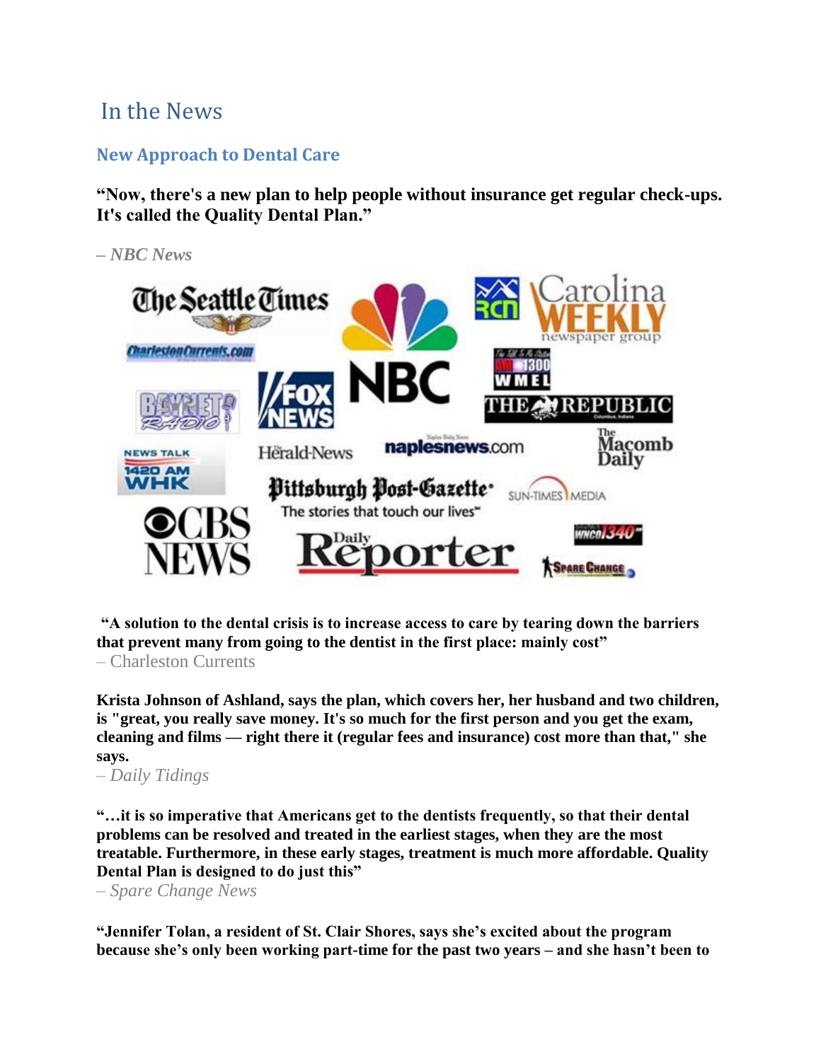# In the News

## New Approach to Dental Care

**"Now, there's a new plan to help people without insurance get regular check-ups. It's called the Quality Dental Plan."**

*– NBC News*

**"A solution to the dental crisis is to increase access to care by tearing down the barriers that prevent many from going to the dentist in the first place: mainly cost"**
– Charleston Currents

**Krista Johnson of Ashland, says the plan, which covers her, her husband and two children, is "great, you really save money. It's so much for the first person and you get the exam, cleaning and films — right there it (regular fees and insurance) cost more than that," she says.**
*– Daily Tidings*

**"…it is so imperative that Americans get to the dentists frequently, so that their dental problems can be resolved and treated in the earliest stages, when they are the most treatable. Furthermore, in these early stages, treatment is much more affordable. Quality Dental Plan is designed to do just this"**
*– Spare Change News*

**"Jennifer Tolan, a resident of St. Clair Shores, says she's excited about the program because she's only been working part-time for the past two years – and she hasn't been to**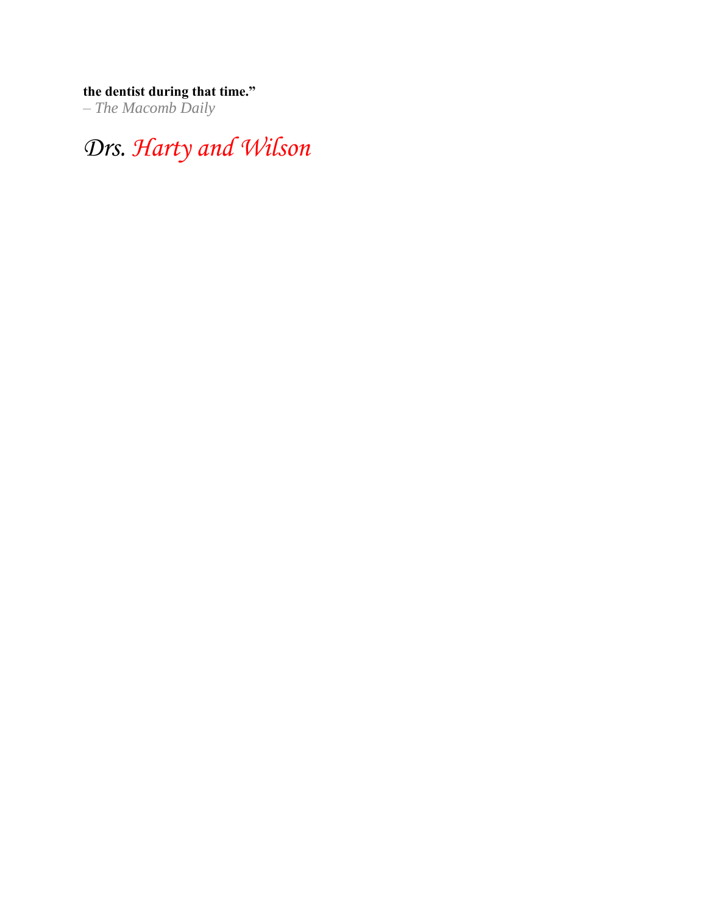**the dentist during that time."**
*– The Macomb Daily*

*Drs. Harty and Wilson*